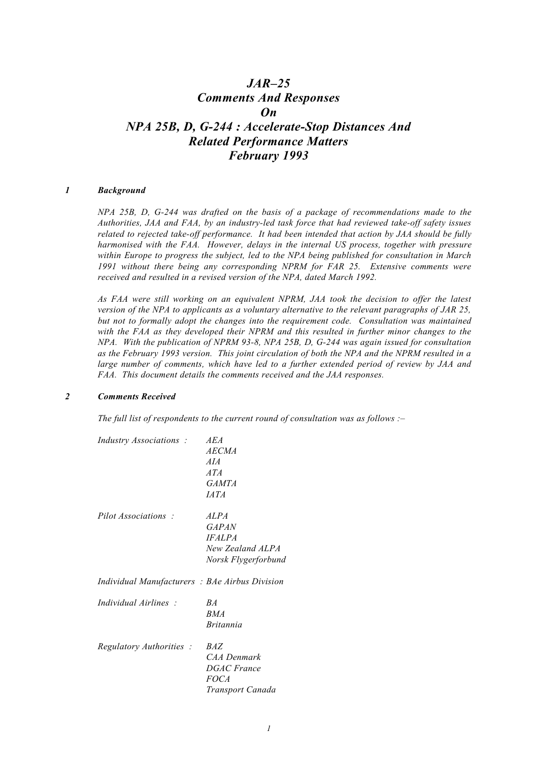# *JAR–25*
# *Comments And Responses*
# *On*
# *NPA 25B, D, G-244 : Accelerate-Stop Distances And Related Performance Matters*
# *February 1993*

## *1 Background*

*NPA 25B, D, G-244 was drafted on the basis of a package of recommendations made to the Authorities, JAA and FAA, by an industry-led task force that had reviewed take-off safety issues related to rejected take-off performance. It had been intended that action by JAA should be fully harmonised with the FAA. However, delays in the internal US process, together with pressure within Europe to progress the subject, led to the NPA being published for consultation in March 1991 without there being any corresponding NPRM for FAR 25. Extensive comments were received and resulted in a revised version of the NPA, dated March 1992.*

*As FAA were still working on an equivalent NPRM, JAA took the decision to offer the latest version of the NPA to applicants as a voluntary alternative to the relevant paragraphs of JAR 25, but not to formally adopt the changes into the requirement code. Consultation was maintained with the FAA as they developed their NPRM and this resulted in further minor changes to the NPA. With the publication of NPRM 93-8, NPA 25B, D, G-244 was again issued for consultation as the February 1993 version. This joint circulation of both the NPA and the NPRM resulted in a large number of comments, which have led to a further extended period of review by JAA and FAA. This document details the comments received and the JAA responses.*

## *2 Comments Received*

*The full list of respondents to the current round of consultation was as follows :–*

*Industry Associations :*
- *AEA*
- *AECMA*
- *AIA*
- *ATA*
- *GAMTA*
- *IATA*

*Pilot Associations :*
- *ALPA*
- *GAPAN*
- *IFALPA*
- *New Zealand ALPA*
- *Norsk Flygerforbund*

*Individual Manufacturers : BAe Airbus Division*

*Individual Airlines :*
- *BA*
- *BMA*
- *Britannia*

*Regulatory Authorities :*
- *BAZ*
- *CAA Denmark*
- *DGAC France*
- *FOCA*
- *Transport Canada*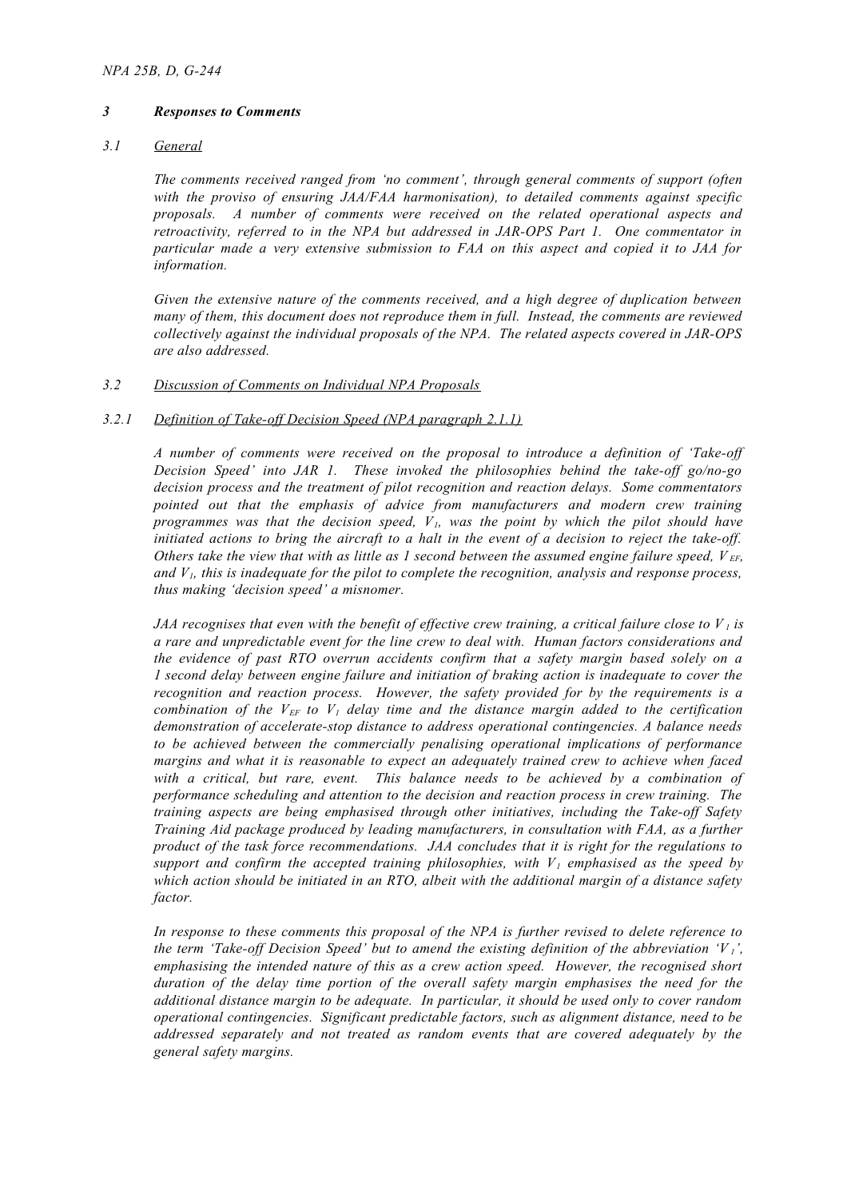## *3 Responses to Comments*

### *3.1 General*

*The comments received ranged from 'no comment', through general comments of support (often with the proviso of ensuring JAA/FAA harmonisation), to detailed comments against specific proposals. A number of comments were received on the related operational aspects and retroactivity, referred to in the NPA but addressed in JAR-OPS Part 1. One commentator in particular made a very extensive submission to FAA on this aspect and copied it to JAA for information.*

*Given the extensive nature of the comments received, and a high degree of duplication between many of them, this document does not reproduce them in full. Instead, the comments are reviewed collectively against the individual proposals of the NPA. The related aspects covered in JAR-OPS are also addressed.*

### *3.2 Discussion of Comments on Individual NPA Proposals*

#### *3.2.1 Definition of Take-off Decision Speed (NPA paragraph 2.1.1)*

*A number of comments were received on the proposal to introduce a definition of 'Take-off Decision Speed' into JAR 1. These invoked the philosophies behind the take-off go/no-go decision process and the treatment of pilot recognition and reaction delays. Some commentators pointed out that the emphasis of advice from manufacturers and modern crew training programmes was that the decision speed, $V_1$, was the point by which the pilot should have initiated actions to bring the aircraft to a halt in the event of a decision to reject the take-off. Others take the view that with as little as 1 second between the assumed engine failure speed, $V_{EF}$, and $V_1$, this is inadequate for the pilot to complete the recognition, analysis and response process, thus making 'decision speed' a misnomer.*

*JAA recognises that even with the benefit of effective crew training, a critical failure close to $V_1$ is a rare and unpredictable event for the line crew to deal with. Human factors considerations and the evidence of past RTO overrun accidents confirm that a safety margin based solely on a 1 second delay between engine failure and initiation of braking action is inadequate to cover the recognition and reaction process. However, the safety provided for by the requirements is a combination of the $V_{EF}$ to $V_1$ delay time and the distance margin added to the certification demonstration of accelerate-stop distance to address operational contingencies. A balance needs to be achieved between the commercially penalising operational implications of performance margins and what it is reasonable to expect an adequately trained crew to achieve when faced with a critical, but rare, event. This balance needs to be achieved by a combination of performance scheduling and attention to the decision and reaction process in crew training. The training aspects are being emphasised through other initiatives, including the Take-off Safety Training Aid package produced by leading manufacturers, in consultation with FAA, as a further product of the task force recommendations. JAA concludes that it is right for the regulations to support and confirm the accepted training philosophies, with $V_1$ emphasised as the speed by which action should be initiated in an RTO, albeit with the additional margin of a distance safety factor.*

*In response to these comments this proposal of the NPA is further revised to delete reference to the term 'Take-off Decision Speed' but to amend the existing definition of the abbreviation '$V_1$', emphasising the intended nature of this as a crew action speed. However, the recognised short duration of the delay time portion of the overall safety margin emphasises the need for the additional distance margin to be adequate. In particular, it should be used only to cover random operational contingencies. Significant predictable factors, such as alignment distance, need to be addressed separately and not treated as random events that are covered adequately by the general safety margins.*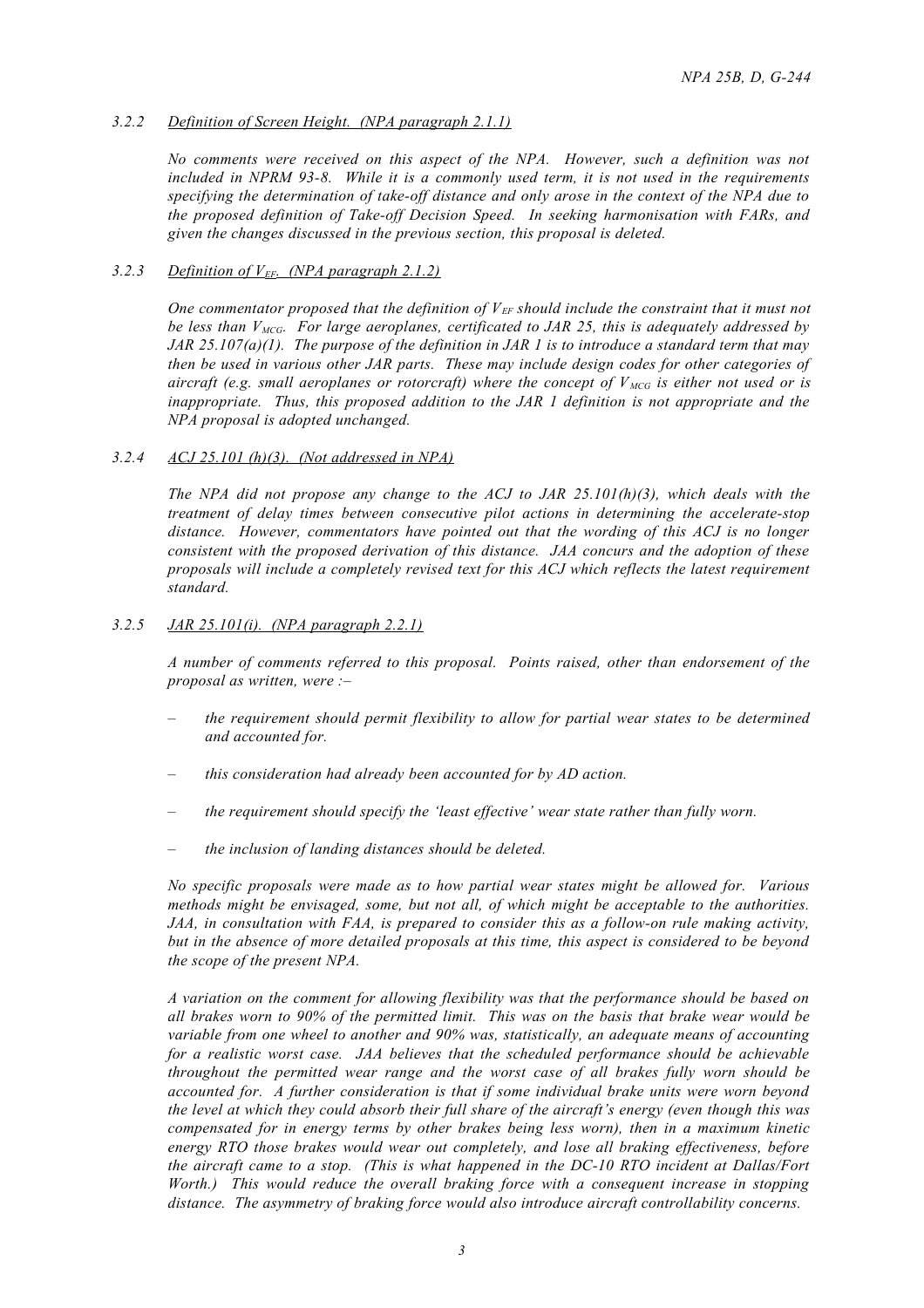### 3.2.2 *Definition of Screen Height. (NPA paragraph 2.1.1)*

*No comments were received on this aspect of the NPA. However, such a definition was not included in NPRM 93-8. While it is a commonly used term, it is not used in the requirements specifying the determination of take-off distance and only arose in the context of the NPA due to the proposed definition of Take-off Decision Speed. In seeking harmonisation with FARs, and given the changes discussed in the previous section, this proposal is deleted.*

### 3.2.3 *Definition of $V_{EF}$. (NPA paragraph 2.1.2)*

*One commentator proposed that the definition of $V_{EF}$ should include the constraint that it must not be less than $V_{MCG}$. For large aeroplanes, certificated to JAR 25, this is adequately addressed by JAR 25.107(a)(1). The purpose of the definition in JAR 1 is to introduce a standard term that may then be used in various other JAR parts. These may include design codes for other categories of aircraft (e.g. small aeroplanes or rotorcraft) where the concept of $V_{MCG}$ is either not used or is inappropriate. Thus, this proposed addition to the JAR 1 definition is not appropriate and the NPA proposal is adopted unchanged.*

### 3.2.4 *ACJ 25.101 (h)(3). (Not addressed in NPA)*

*The NPA did not propose any change to the ACJ to JAR 25.101(h)(3), which deals with the treatment of delay times between consecutive pilot actions in determining the accelerate-stop distance. However, commentators have pointed out that the wording of this ACJ is no longer consistent with the proposed derivation of this distance. JAA concurs and the adoption of these proposals will include a completely revised text for this ACJ which reflects the latest requirement standard.*

### 3.2.5 *JAR 25.101(i). (NPA paragraph 2.2.1)*

*A number of comments referred to this proposal. Points raised, other than endorsement of the proposal as written, were :–*

- *the requirement should permit flexibility to allow for partial wear states to be determined and accounted for.*
- *this consideration had already been accounted for by AD action.*
- *the requirement should specify the 'least effective' wear state rather than fully worn.*
- *the inclusion of landing distances should be deleted.*

*No specific proposals were made as to how partial wear states might be allowed for. Various methods might be envisaged, some, but not all, of which might be acceptable to the authorities. JAA, in consultation with FAA, is prepared to consider this as a follow-on rule making activity, but in the absence of more detailed proposals at this time, this aspect is considered to be beyond the scope of the present NPA.*

*A variation on the comment for allowing flexibility was that the performance should be based on all brakes worn to 90% of the permitted limit. This was on the basis that brake wear would be variable from one wheel to another and 90% was, statistically, an adequate means of accounting for a realistic worst case. JAA believes that the scheduled performance should be achievable throughout the permitted wear range and the worst case of all brakes fully worn should be accounted for. A further consideration is that if some individual brake units were worn beyond the level at which they could absorb their full share of the aircraft's energy (even though this was compensated for in energy terms by other brakes being less worn), then in a maximum kinetic energy RTO those brakes would wear out completely, and lose all braking effectiveness, before the aircraft came to a stop. (This is what happened in the DC-10 RTO incident at Dallas/Fort Worth.) This would reduce the overall braking force with a consequent increase in stopping distance. The asymmetry of braking force would also introduce aircraft controllability concerns.*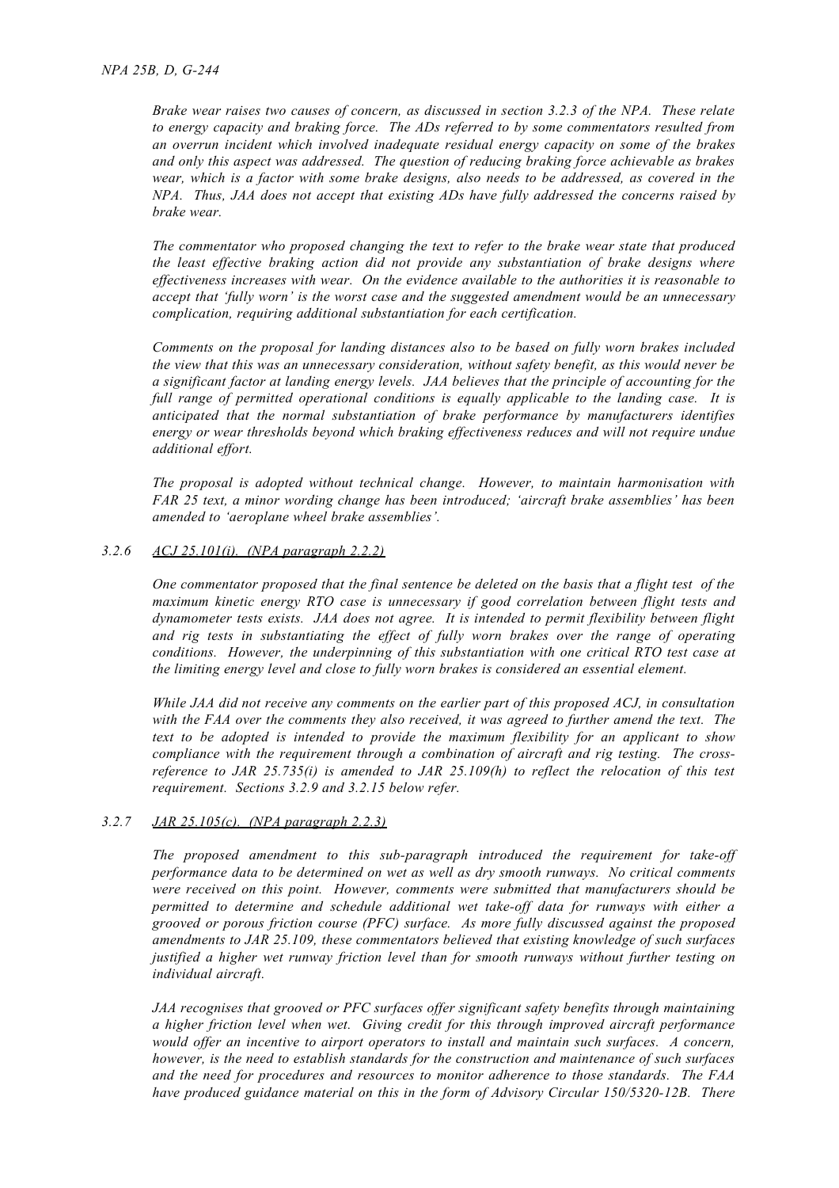*Brake wear raises two causes of concern, as discussed in section 3.2.3 of the NPA. These relate to energy capacity and braking force. The ADs referred to by some commentators resulted from an overrun incident which involved inadequate residual energy capacity on some of the brakes and only this aspect was addressed. The question of reducing braking force achievable as brakes wear, which is a factor with some brake designs, also needs to be addressed, as covered in the NPA. Thus, JAA does not accept that existing ADs have fully addressed the concerns raised by brake wear.*

*The commentator who proposed changing the text to refer to the brake wear state that produced the least effective braking action did not provide any substantiation of brake designs where effectiveness increases with wear. On the evidence available to the authorities it is reasonable to accept that 'fully worn' is the worst case and the suggested amendment would be an unnecessary complication, requiring additional substantiation for each certification.*

*Comments on the proposal for landing distances also to be based on fully worn brakes included the view that this was an unnecessary consideration, without safety benefit, as this would never be a significant factor at landing energy levels. JAA believes that the principle of accounting for the full range of permitted operational conditions is equally applicable to the landing case. It is anticipated that the normal substantiation of brake performance by manufacturers identifies energy or wear thresholds beyond which braking effectiveness reduces and will not require undue additional effort.*

*The proposal is adopted without technical change. However, to maintain harmonisation with FAR 25 text, a minor wording change has been introduced; 'aircraft brake assemblies' has been amended to 'aeroplane wheel brake assemblies'.*

### 3.2.6 *ACJ 25.101(i). (NPA paragraph 2.2.2)*

*One commentator proposed that the final sentence be deleted on the basis that a flight test of the maximum kinetic energy RTO case is unnecessary if good correlation between flight tests and dynamometer tests exists. JAA does not agree. It is intended to permit flexibility between flight and rig tests in substantiating the effect of fully worn brakes over the range of operating conditions. However, the underpinning of this substantiation with one critical RTO test case at the limiting energy level and close to fully worn brakes is considered an essential element.*

*While JAA did not receive any comments on the earlier part of this proposed ACJ, in consultation with the FAA over the comments they also received, it was agreed to further amend the text. The text to be adopted is intended to provide the maximum flexibility for an applicant to show compliance with the requirement through a combination of aircraft and rig testing. The cross-reference to JAR 25.735(i) is amended to JAR 25.109(h) to reflect the relocation of this test requirement. Sections 3.2.9 and 3.2.15 below refer.*

### 3.2.7 *JAR 25.105(c). (NPA paragraph 2.2.3)*

*The proposed amendment to this sub-paragraph introduced the requirement for take-off performance data to be determined on wet as well as dry smooth runways. No critical comments were received on this point. However, comments were submitted that manufacturers should be permitted to determine and schedule additional wet take-off data for runways with either a grooved or porous friction course (PFC) surface. As more fully discussed against the proposed amendments to JAR 25.109, these commentators believed that existing knowledge of such surfaces justified a higher wet runway friction level than for smooth runways without further testing on individual aircraft.*

*JAA recognises that grooved or PFC surfaces offer significant safety benefits through maintaining a higher friction level when wet. Giving credit for this through improved aircraft performance would offer an incentive to airport operators to install and maintain such surfaces. A concern, however, is the need to establish standards for the construction and maintenance of such surfaces and the need for procedures and resources to monitor adherence to those standards. The FAA have produced guidance material on this in the form of Advisory Circular 150/5320-12B. There*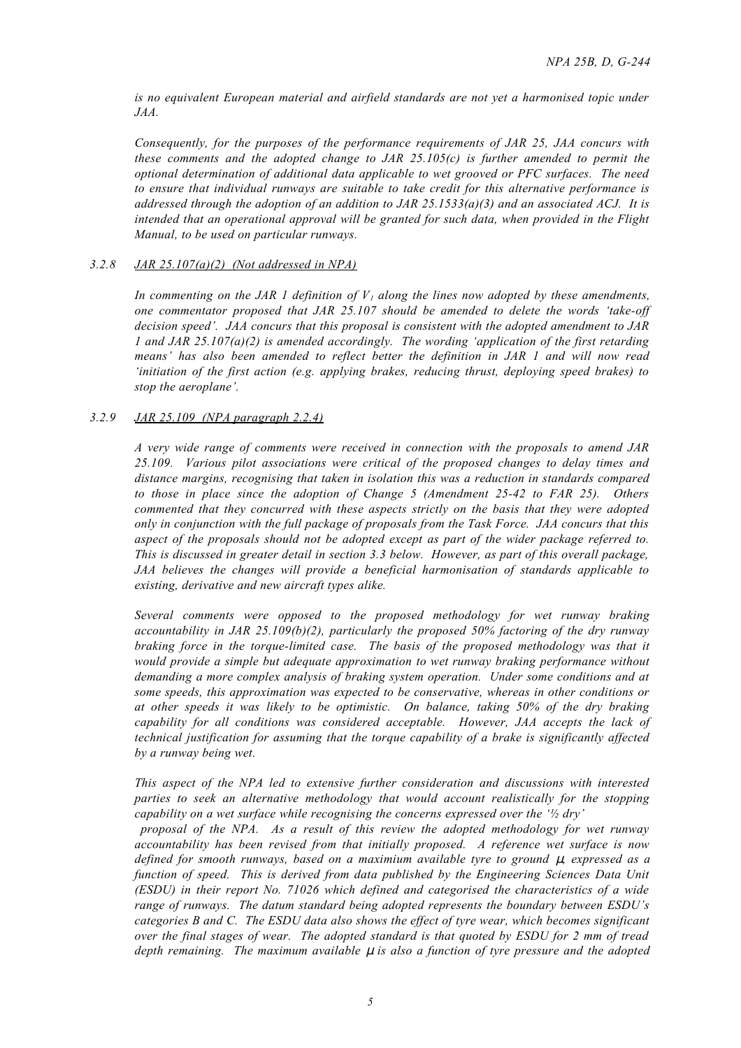*is no equivalent European material and airfield standards are not yet a harmonised topic under JAA.*

*Consequently, for the purposes of the performance requirements of JAR 25, JAA concurs with these comments and the adopted change to JAR 25.105(c) is further amended to permit the optional determination of additional data applicable to wet grooved or PFC surfaces. The need to ensure that individual runways are suitable to take credit for this alternative performance is addressed through the adoption of an addition to JAR 25.1533(a)(3) and an associated ACJ. It is intended that an operational approval will be granted for such data, when provided in the Flight Manual, to be used on particular runways.*

### *3.2.8 JAR 25.107(a)(2) (Not addressed in NPA)*

*In commenting on the JAR 1 definition of $V_1$ along the lines now adopted by these amendments, one commentator proposed that JAR 25.107 should be amended to delete the words 'take-off decision speed'. JAA concurs that this proposal is consistent with the adopted amendment to JAR 1 and JAR 25.107(a)(2) is amended accordingly. The wording 'application of the first retarding means' has also been amended to reflect better the definition in JAR 1 and will now read 'initiation of the first action (e.g. applying brakes, reducing thrust, deploying speed brakes) to stop the aeroplane'.*

### *3.2.9 JAR 25.109 (NPA paragraph 2.2.4)*

*A very wide range of comments were received in connection with the proposals to amend JAR 25.109. Various pilot associations were critical of the proposed changes to delay times and distance margins, recognising that taken in isolation this was a reduction in standards compared to those in place since the adoption of Change 5 (Amendment 25-42 to FAR 25). Others commented that they concurred with these aspects strictly on the basis that they were adopted only in conjunction with the full package of proposals from the Task Force. JAA concurs that this aspect of the proposals should not be adopted except as part of the wider package referred to. This is discussed in greater detail in section 3.3 below. However, as part of this overall package, JAA believes the changes will provide a beneficial harmonisation of standards applicable to existing, derivative and new aircraft types alike.*

*Several comments were opposed to the proposed methodology for wet runway braking accountability in JAR 25.109(b)(2), particularly the proposed 50% factoring of the dry runway braking force in the torque-limited case. The basis of the proposed methodology was that it would provide a simple but adequate approximation to wet runway braking performance without demanding a more complex analysis of braking system operation. Under some conditions and at some speeds, this approximation was expected to be conservative, whereas in other conditions or at other speeds it was likely to be optimistic. On balance, taking 50% of the dry braking capability for all conditions was considered acceptable. However, JAA accepts the lack of technical justification for assuming that the torque capability of a brake is significantly affected by a runway being wet.*

*This aspect of the NPA led to extensive further consideration and discussions with interested parties to seek an alternative methodology that would account realistically for the stopping capability on a wet surface while recognising the concerns expressed over the '½ dry' proposal of the NPA. As a result of this review the adopted methodology for wet runway accountability has been revised from that initially proposed. A reference wet surface is now defined for smooth runways, based on a maximium available tyre to ground $\mu$, expressed as a function of speed. This is derived from data published by the Engineering Sciences Data Unit (ESDU) in their report No. 71026 which defined and categorised the characteristics of a wide range of runways. The datum standard being adopted represents the boundary between ESDU's categories B and C. The ESDU data also shows the effect of tyre wear, which becomes significant over the final stages of wear. The adopted standard is that quoted by ESDU for 2 mm of tread depth remaining. The maximum available $\mu$ is also a function of tyre pressure and the adopted*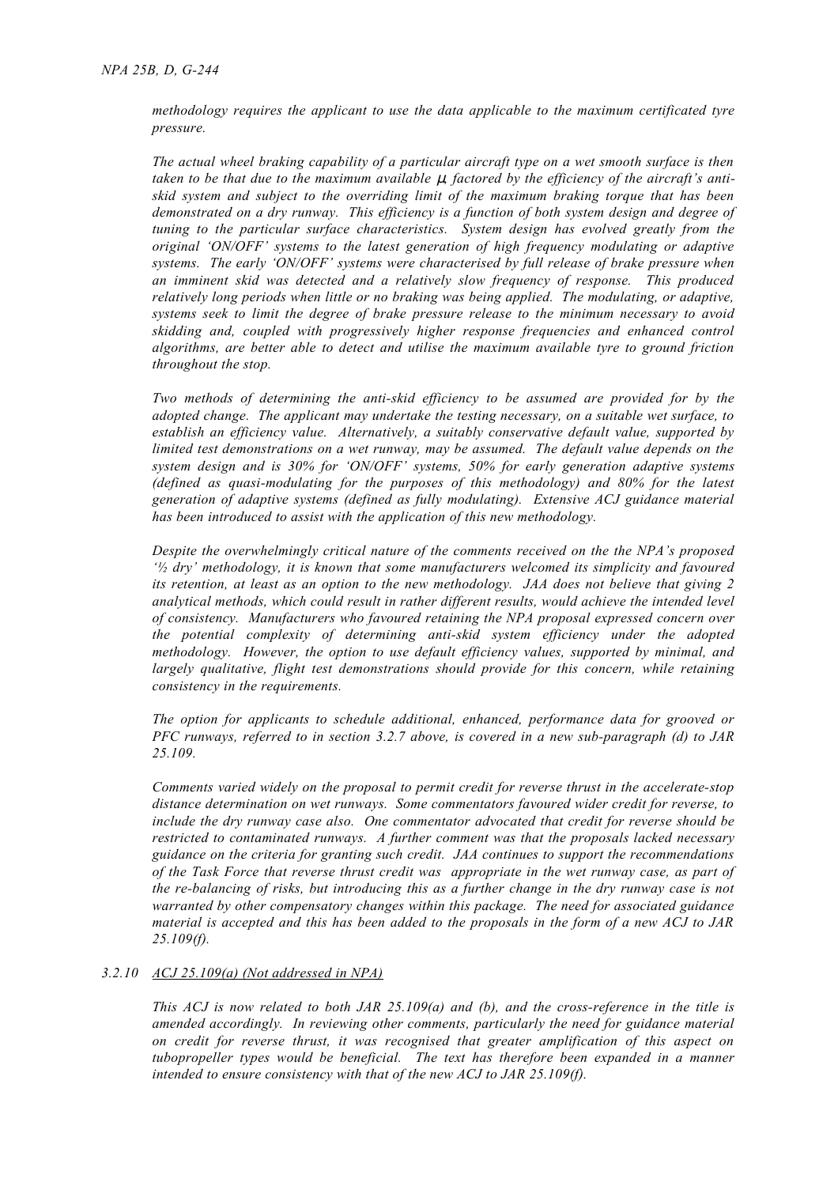*methodology requires the applicant to use the data applicable to the maximum certificated tyre pressure.*

*The actual wheel braking capability of a particular aircraft type on a wet smooth surface is then taken to be that due to the maximum available $\mu$ factored by the efficiency of the aircraft's anti-skid system and subject to the overriding limit of the maximum braking torque that has been demonstrated on a dry runway. This efficiency is a function of both system design and degree of tuning to the particular surface characteristics. System design has evolved greatly from the original 'ON/OFF' systems to the latest generation of high frequency modulating or adaptive systems. The early 'ON/OFF' systems were characterised by full release of brake pressure when an imminent skid was detected and a relatively slow frequency of response. This produced relatively long periods when little or no braking was being applied. The modulating, or adaptive, systems seek to limit the degree of brake pressure release to the minimum necessary to avoid skidding and, coupled with progressively higher response frequencies and enhanced control algorithms, are better able to detect and utilise the maximum available tyre to ground friction throughout the stop.*

*Two methods of determining the anti-skid efficiency to be assumed are provided for by the adopted change. The applicant may undertake the testing necessary, on a suitable wet surface, to establish an efficiency value. Alternatively, a suitably conservative default value, supported by limited test demonstrations on a wet runway, may be assumed. The default value depends on the system design and is 30% for 'ON/OFF' systems, 50% for early generation adaptive systems (defined as quasi-modulating for the purposes of this methodology) and 80% for the latest generation of adaptive systems (defined as fully modulating). Extensive ACJ guidance material has been introduced to assist with the application of this new methodology.*

*Despite the overwhelmingly critical nature of the comments received on the the NPA's proposed '½ dry' methodology, it is known that some manufacturers welcomed its simplicity and favoured its retention, at least as an option to the new methodology. JAA does not believe that giving 2 analytical methods, which could result in rather different results, would achieve the intended level of consistency. Manufacturers who favoured retaining the NPA proposal expressed concern over the potential complexity of determining anti-skid system efficiency under the adopted methodology. However, the option to use default efficiency values, supported by minimal, and largely qualitative, flight test demonstrations should provide for this concern, while retaining consistency in the requirements.*

*The option for applicants to schedule additional, enhanced, performance data for grooved or PFC runways, referred to in section 3.2.7 above, is covered in a new sub-paragraph (d) to JAR 25.109.*

*Comments varied widely on the proposal to permit credit for reverse thrust in the accelerate-stop distance determination on wet runways. Some commentators favoured wider credit for reverse, to include the dry runway case also. One commentator advocated that credit for reverse should be restricted to contaminated runways. A further comment was that the proposals lacked necessary guidance on the criteria for granting such credit. JAA continues to support the recommendations of the Task Force that reverse thrust credit was appropriate in the wet runway case, as part of the re-balancing of risks, but introducing this as a further change in the dry runway case is not warranted by other compensatory changes within this package. The need for associated guidance material is accepted and this has been added to the proposals in the form of a new ACJ to JAR 25.109(f).*

*3.2.10 <u>ACJ 25.109(a) (Not addressed in NPA)</u>*

*This ACJ is now related to both JAR 25.109(a) and (b), and the cross-reference in the title is amended accordingly. In reviewing other comments, particularly the need for guidance material on credit for reverse thrust, it was recognised that greater amplification of this aspect on tubopropeller types would be beneficial. The text has therefore been expanded in a manner intended to ensure consistency with that of the new ACJ to JAR 25.109(f).*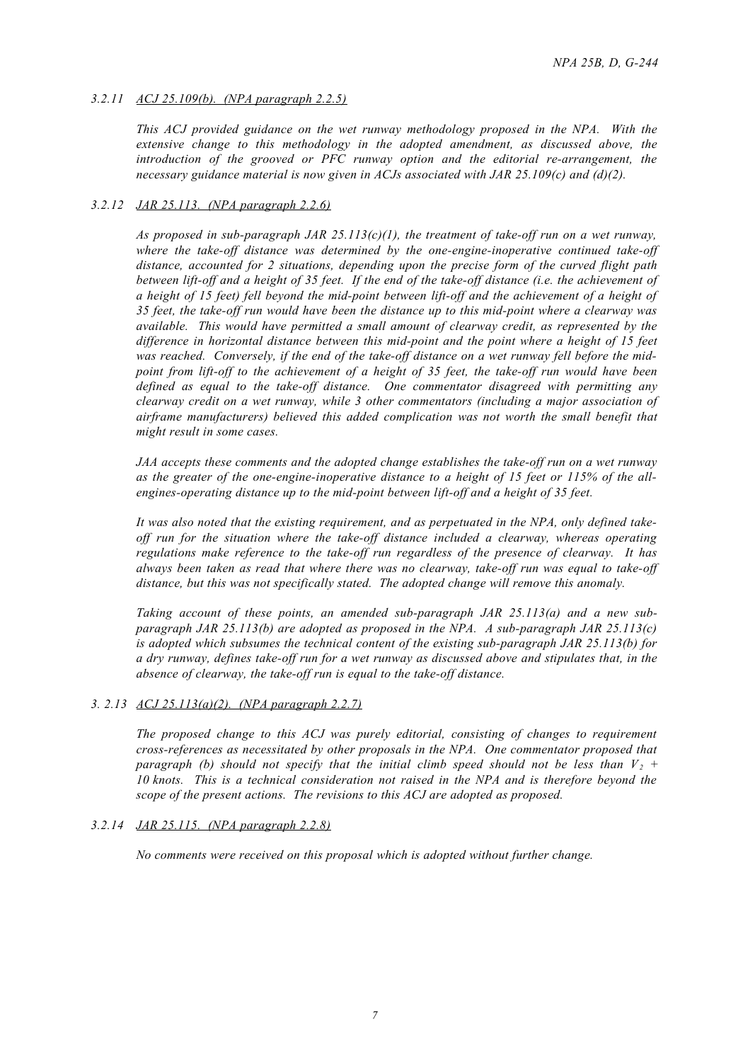### *3.2.11 ACJ 25.109(b). (NPA paragraph 2.2.5)*

*This ACJ provided guidance on the wet runway methodology proposed in the NPA. With the extensive change to this methodology in the adopted amendment, as discussed above, the introduction of the grooved or PFC runway option and the editorial re-arrangement, the necessary guidance material is now given in ACJs associated with JAR 25.109(c) and (d)(2).*

### *3.2.12 JAR 25.113. (NPA paragraph 2.2.6)*

*As proposed in sub-paragraph JAR 25.113(c)(1), the treatment of take-off run on a wet runway, where the take-off distance was determined by the one-engine-inoperative continued take-off distance, accounted for 2 situations, depending upon the precise form of the curved flight path between lift-off and a height of 35 feet. If the end of the take-off distance (i.e. the achievement of a height of 15 feet) fell beyond the mid-point between lift-off and the achievement of a height of 35 feet, the take-off run would have been the distance up to this mid-point where a clearway was available. This would have permitted a small amount of clearway credit, as represented by the difference in horizontal distance between this mid-point and the point where a height of 15 feet was reached. Conversely, if the end of the take-off distance on a wet runway fell before the mid-point from lift-off to the achievement of a height of 35 feet, the take-off run would have been defined as equal to the take-off distance. One commentator disagreed with permitting any clearway credit on a wet runway, while 3 other commentators (including a major association of airframe manufacturers) believed this added complication was not worth the small benefit that might result in some cases.*

*JAA accepts these comments and the adopted change establishes the take-off run on a wet runway as the greater of the one-engine-inoperative distance to a height of 15 feet or 115% of the all-engines-operating distance up to the mid-point between lift-off and a height of 35 feet.*

*It was also noted that the existing requirement, and as perpetuated in the NPA, only defined take-off run for the situation where the take-off distance included a clearway, whereas operating regulations make reference to the take-off run regardless of the presence of clearway. It has always been taken as read that where there was no clearway, take-off run was equal to take-off distance, but this was not specifically stated. The adopted change will remove this anomaly.*

*Taking account of these points, an amended sub-paragraph JAR 25.113(a) and a new sub-paragraph JAR 25.113(b) are adopted as proposed in the NPA. A sub-paragraph JAR 25.113(c) is adopted which subsumes the technical content of the existing sub-paragraph JAR 25.113(b) for a dry runway, defines take-off run for a wet runway as discussed above and stipulates that, in the absence of clearway, the take-off run is equal to the take-off distance.*

### *3. 2.13 ACJ 25.113(a)(2). (NPA paragraph 2.2.7)*

*The proposed change to this ACJ was purely editorial, consisting of changes to requirement cross-references as necessitated by other proposals in the NPA. One commentator proposed that paragraph (b) should not specify that the initial climb speed should not be less than $V_2$ + 10 knots. This is a technical consideration not raised in the NPA and is therefore beyond the scope of the present actions. The revisions to this ACJ are adopted as proposed.*

### *3.2.14 JAR 25.115. (NPA paragraph 2.2.8)*

*No comments were received on this proposal which is adopted without further change.*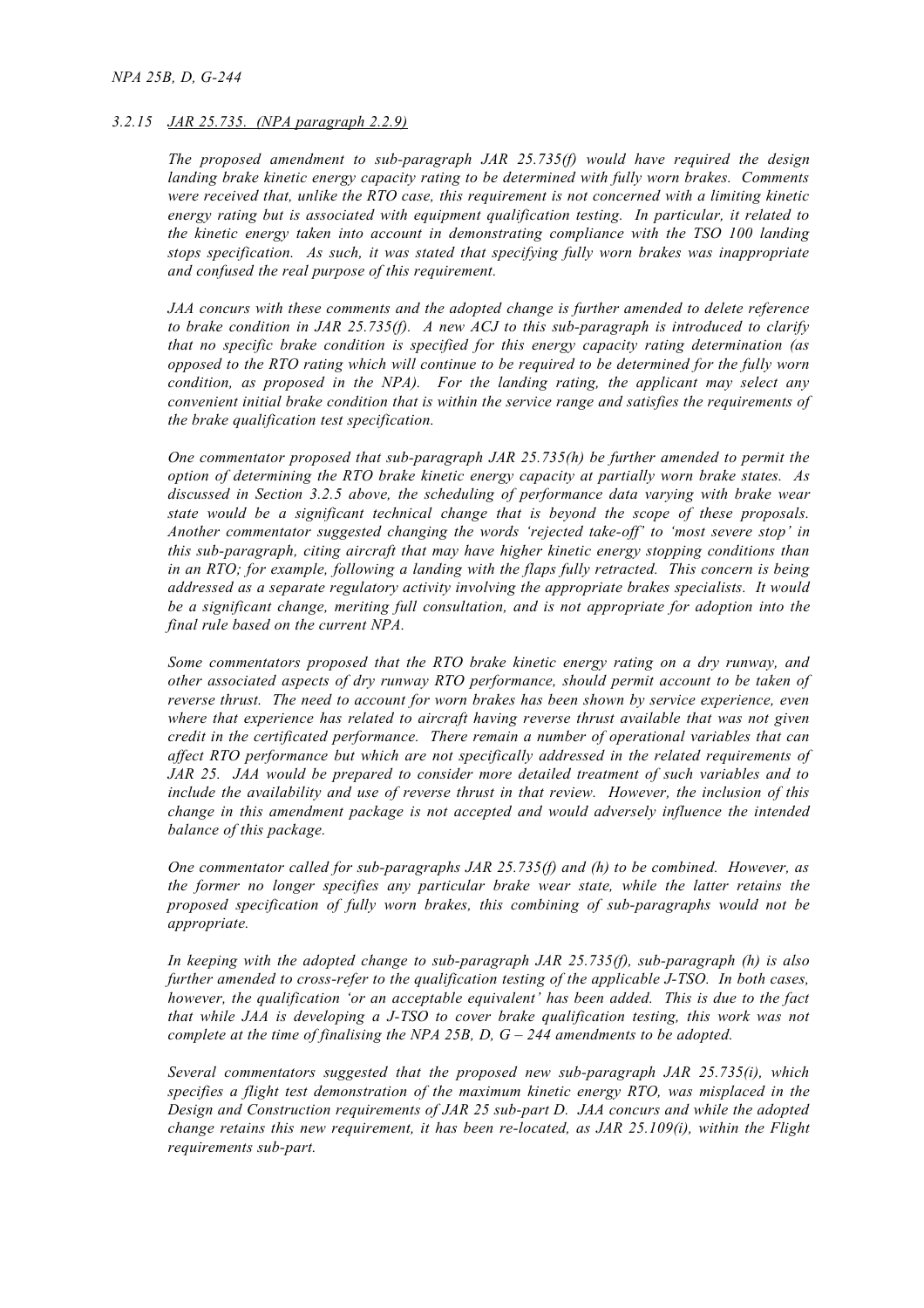*3.2.15 JAR 25.735. (NPA paragraph 2.2.9)*

*The proposed amendment to sub-paragraph JAR 25.735(f) would have required the design landing brake kinetic energy capacity rating to be determined with fully worn brakes. Comments were received that, unlike the RTO case, this requirement is not concerned with a limiting kinetic energy rating but is associated with equipment qualification testing. In particular, it related to the kinetic energy taken into account in demonstrating compliance with the TSO 100 landing stops specification. As such, it was stated that specifying fully worn brakes was inappropriate and confused the real purpose of this requirement.*

*JAA concurs with these comments and the adopted change is further amended to delete reference to brake condition in JAR 25.735(f). A new ACJ to this sub-paragraph is introduced to clarify that no specific brake condition is specified for this energy capacity rating determination (as opposed to the RTO rating which will continue to be required to be determined for the fully worn condition, as proposed in the NPA). For the landing rating, the applicant may select any convenient initial brake condition that is within the service range and satisfies the requirements of the brake qualification test specification.*

*One commentator proposed that sub-paragraph JAR 25.735(h) be further amended to permit the option of determining the RTO brake kinetic energy capacity at partially worn brake states. As discussed in Section 3.2.5 above, the scheduling of performance data varying with brake wear state would be a significant technical change that is beyond the scope of these proposals. Another commentator suggested changing the words 'rejected take-off' to 'most severe stop' in this sub-paragraph, citing aircraft that may have higher kinetic energy stopping conditions than in an RTO; for example, following a landing with the flaps fully retracted. This concern is being addressed as a separate regulatory activity involving the appropriate brakes specialists. It would be a significant change, meriting full consultation, and is not appropriate for adoption into the final rule based on the current NPA.*

*Some commentators proposed that the RTO brake kinetic energy rating on a dry runway, and other associated aspects of dry runway RTO performance, should permit account to be taken of reverse thrust. The need to account for worn brakes has been shown by service experience, even where that experience has related to aircraft having reverse thrust available that was not given credit in the certificated performance. There remain a number of operational variables that can affect RTO performance but which are not specifically addressed in the related requirements of JAR 25. JAA would be prepared to consider more detailed treatment of such variables and to include the availability and use of reverse thrust in that review. However, the inclusion of this change in this amendment package is not accepted and would adversely influence the intended balance of this package.*

*One commentator called for sub-paragraphs JAR 25.735(f) and (h) to be combined. However, as the former no longer specifies any particular brake wear state, while the latter retains the proposed specification of fully worn brakes, this combining of sub-paragraphs would not be appropriate.*

*In keeping with the adopted change to sub-paragraph JAR 25.735(f), sub-paragraph (h) is also further amended to cross-refer to the qualification testing of the applicable J-TSO. In both cases, however, the qualification 'or an acceptable equivalent' has been added. This is due to the fact that while JAA is developing a J-TSO to cover brake qualification testing, this work was not complete at the time of finalising the NPA 25B, D, G – 244 amendments to be adopted.*

*Several commentators suggested that the proposed new sub-paragraph JAR 25.735(i), which specifies a flight test demonstration of the maximum kinetic energy RTO, was misplaced in the Design and Construction requirements of JAR 25 sub-part D. JAA concurs and while the adopted change retains this new requirement, it has been re-located, as JAR 25.109(i), within the Flight requirements sub-part.*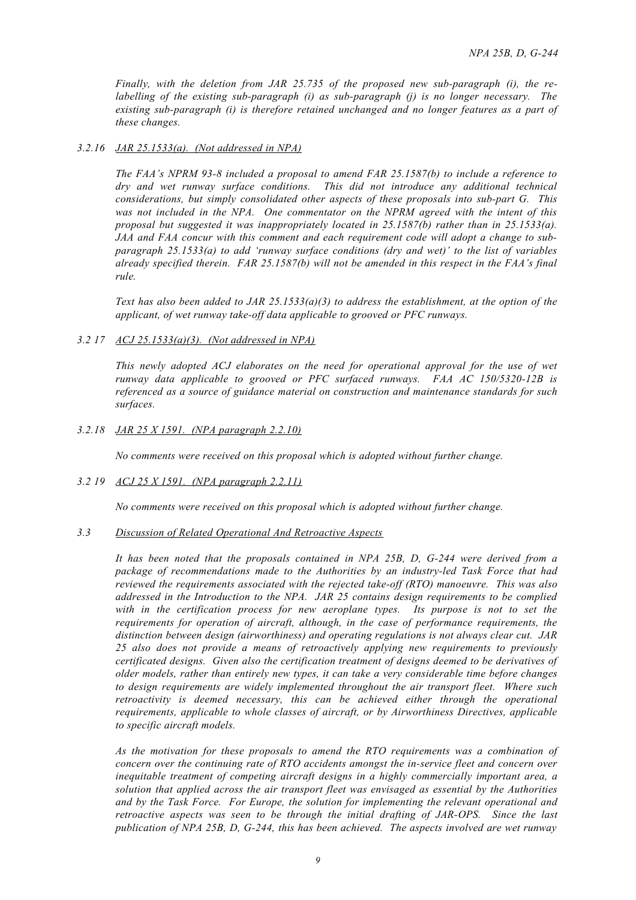*Finally, with the deletion from JAR 25.735 of the proposed new sub-paragraph (i), the re-labelling of the existing sub-paragraph (i) as sub-paragraph (j) is no longer necessary. The existing sub-paragraph (i) is therefore retained unchanged and no longer features as a part of these changes.*

*3.2.16 <u>JAR 25.1533(a). (Not addressed in NPA)</u>*

*The FAA's NPRM 93-8 included a proposal to amend FAR 25.1587(b) to include a reference to dry and wet runway surface conditions. This did not introduce any additional technical considerations, but simply consolidated other aspects of these proposals into sub-part G. This was not included in the NPA. One commentator on the NPRM agreed with the intent of this proposal but suggested it was inappropriately located in 25.1587(b) rather than in 25.1533(a). JAA and FAA concur with this comment and each requirement code will adopt a change to sub-paragraph 25.1533(a) to add 'runway surface conditions (dry and wet)' to the list of variables already specified therein. FAR 25.1587(b) will not be amended in this respect in the FAA's final rule.*

*Text has also been added to JAR 25.1533(a)(3) to address the establishment, at the option of the applicant, of wet runway take-off data applicable to grooved or PFC runways.*

*3.2 17 <u>ACJ 25.1533(a)(3). (Not addressed in NPA)</u>*

*This newly adopted ACJ elaborates on the need for operational approval for the use of wet runway data applicable to grooved or PFC surfaced runways. FAA AC 150/5320-12B is referenced as a source of guidance material on construction and maintenance standards for such surfaces.*

*3.2.18 <u>JAR 25 X 1591. (NPA paragraph 2.2.10)</u>*

*No comments were received on this proposal which is adopted without further change.*

*3.2 19 <u>ACJ 25 X 1591. (NPA paragraph 2.2.11)</u>*

*No comments were received on this proposal which is adopted without further change.*

*3.3 <u>Discussion of Related Operational And Retroactive Aspects</u>*

*It has been noted that the proposals contained in NPA 25B, D, G-244 were derived from a package of recommendations made to the Authorities by an industry-led Task Force that had reviewed the requirements associated with the rejected take-off (RTO) manoeuvre. This was also addressed in the Introduction to the NPA. JAR 25 contains design requirements to be complied with in the certification process for new aeroplane types. Its purpose is not to set the requirements for operation of aircraft, although, in the case of performance requirements, the distinction between design (airworthiness) and operating regulations is not always clear cut. JAR 25 also does not provide a means of retroactively applying new requirements to previously certificated designs. Given also the certification treatment of designs deemed to be derivatives of older models, rather than entirely new types, it can take a very considerable time before changes to design requirements are widely implemented throughout the air transport fleet. Where such retroactivity is deemed necessary, this can be achieved either through the operational requirements, applicable to whole classes of aircraft, or by Airworthiness Directives, applicable to specific aircraft models.*

*As the motivation for these proposals to amend the RTO requirements was a combination of concern over the continuing rate of RTO accidents amongst the in-service fleet and concern over inequitable treatment of competing aircraft designs in a highly commercially important area, a solution that applied across the air transport fleet was envisaged as essential by the Authorities and by the Task Force. For Europe, the solution for implementing the relevant operational and retroactive aspects was seen to be through the initial drafting of JAR-OPS. Since the last publication of NPA 25B, D, G-244, this has been achieved. The aspects involved are wet runway*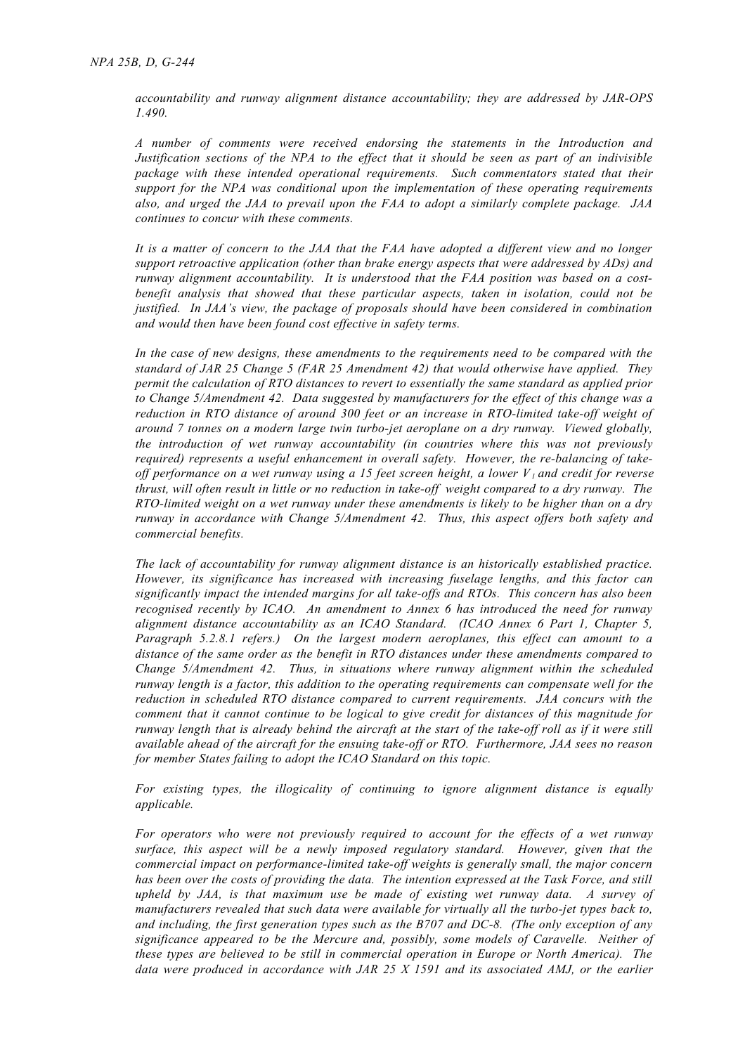*accountability and runway alignment distance accountability; they are addressed by JAR-OPS 1.490.*

*A number of comments were received endorsing the statements in the Introduction and Justification sections of the NPA to the effect that it should be seen as part of an indivisible package with these intended operational requirements. Such commentators stated that their support for the NPA was conditional upon the implementation of these operating requirements also, and urged the JAA to prevail upon the FAA to adopt a similarly complete package. JAA continues to concur with these comments.*

*It is a matter of concern to the JAA that the FAA have adopted a different view and no longer support retroactive application (other than brake energy aspects that were addressed by ADs) and runway alignment accountability. It is understood that the FAA position was based on a cost-benefit analysis that showed that these particular aspects, taken in isolation, could not be justified. In JAA's view, the package of proposals should have been considered in combination and would then have been found cost effective in safety terms.*

*In the case of new designs, these amendments to the requirements need to be compared with the standard of JAR 25 Change 5 (FAR 25 Amendment 42) that would otherwise have applied. They permit the calculation of RTO distances to revert to essentially the same standard as applied prior to Change 5/Amendment 42. Data suggested by manufacturers for the effect of this change was a reduction in RTO distance of around 300 feet or an increase in RTO-limited take-off weight of around 7 tonnes on a modern large twin turbo-jet aeroplane on a dry runway. Viewed globally, the introduction of wet runway accountability (in countries where this was not previously required) represents a useful enhancement in overall safety. However, the re-balancing of take-off performance on a wet runway using a 15 feet screen height, a lower $V_1$ and credit for reverse thrust, will often result in little or no reduction in take-off weight compared to a dry runway. The RTO-limited weight on a wet runway under these amendments is likely to be higher than on a dry runway in accordance with Change 5/Amendment 42. Thus, this aspect offers both safety and commercial benefits.*

*The lack of accountability for runway alignment distance is an historically established practice. However, its significance has increased with increasing fuselage lengths, and this factor can significantly impact the intended margins for all take-offs and RTOs. This concern has also been recognised recently by ICAO. An amendment to Annex 6 has introduced the need for runway alignment distance accountability as an ICAO Standard. (ICAO Annex 6 Part 1, Chapter 5, Paragraph 5.2.8.1 refers.) On the largest modern aeroplanes, this effect can amount to a distance of the same order as the benefit in RTO distances under these amendments compared to Change 5/Amendment 42. Thus, in situations where runway alignment within the scheduled runway length is a factor, this addition to the operating requirements can compensate well for the reduction in scheduled RTO distance compared to current requirements. JAA concurs with the comment that it cannot continue to be logical to give credit for distances of this magnitude for runway length that is already behind the aircraft at the start of the take-off roll as if it were still available ahead of the aircraft for the ensuing take-off or RTO. Furthermore, JAA sees no reason for member States failing to adopt the ICAO Standard on this topic.*

*For existing types, the illogicality of continuing to ignore alignment distance is equally applicable.*

*For operators who were not previously required to account for the effects of a wet runway surface, this aspect will be a newly imposed regulatory standard. However, given that the commercial impact on performance-limited take-off weights is generally small, the major concern has been over the costs of providing the data. The intention expressed at the Task Force, and still upheld by JAA, is that maximum use be made of existing wet runway data. A survey of manufacturers revealed that such data were available for virtually all the turbo-jet types back to, and including, the first generation types such as the B707 and DC-8. (The only exception of any significance appeared to be the Mercure and, possibly, some models of Caravelle. Neither of these types are believed to be still in commercial operation in Europe or North America). The data were produced in accordance with JAR 25 X 1591 and its associated AMJ, or the earlier*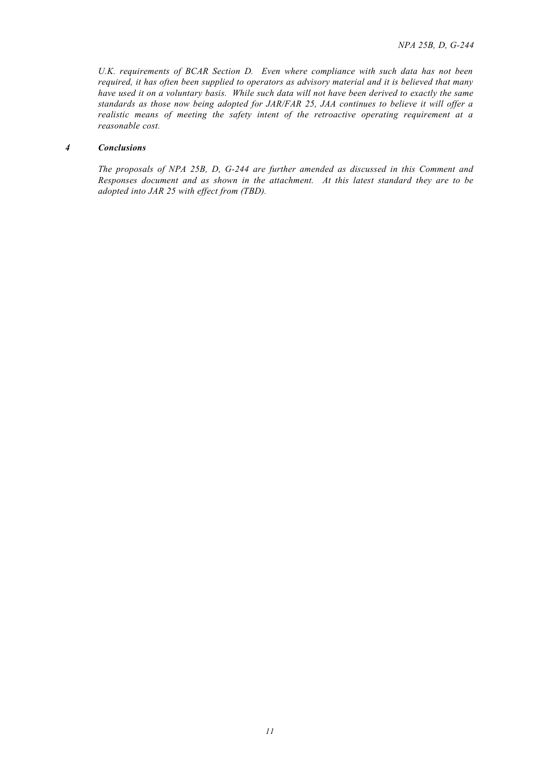*U.K. requirements of BCAR Section D. Even where compliance with such data has not been required, it has often been supplied to operators as advisory material and it is believed that many have used it on a voluntary basis. While such data will not have been derived to exactly the same standards as those now being adopted for JAR/FAR 25, JAA continues to believe it will offer a realistic means of meeting the safety intent of the retroactive operating requirement at a reasonable cost.*

## *4 Conclusions*

*The proposals of NPA 25B, D, G-244 are further amended as discussed in this Comment and Responses document and as shown in the attachment. At this latest standard they are to be adopted into JAR 25 with effect from (TBD).*